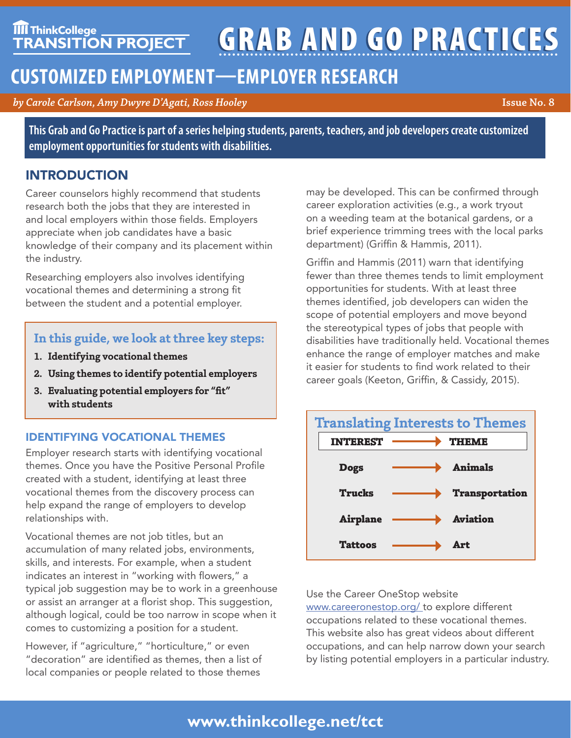ThinkCollege TRANSITION PROJECT

# GRAB AND GO PRACTICES

## CUSTOMIZED EMPLOYMENT—EMPLOYER RESEARCH

*by Carole Carlson, Amy Dwyre D'Agati, Ross Hooley*

Issue No. 8

**This Grab and Go Practice is part of a series helping students, parents, teachers, and job developers create customized employment opportunities for students with disabilities.**

## INTRODUCTION

Career counselors highly recommend that students research both the jobs that they are interested in and local employers within those fields. Employers appreciate when job candidates have a basic knowledge of their company and its placement within the industry.

Researching employers also involves identifying vocational themes and determining a strong fit between the student and a potential employer.

### In this guide, we look at three key steps:

1. **Identifying vocational themes**
2. **Using themes to identify potential employers**
3. **Evaluating potential employers for "fit" with students**

### IDENTIFYING VOCATIONAL THEMES

Employer research starts with identifying vocational themes. Once you have the Positive Personal Profile created with a student, identifying at least three vocational themes from the discovery process can help expand the range of employers to develop relationships with.

Vocational themes are not job titles, but an accumulation of many related jobs, environments, skills, and interests. For example, when a student indicates an interest in "working with flowers," a typical job suggestion may be to work in a greenhouse or assist an arranger at a florist shop. This suggestion, although logical, could be too narrow in scope when it comes to customizing a position for a student.

However, if "agriculture," "horticulture," or even "decoration" are identified as themes, then a list of local companies or people related to those themes may be developed. This can be confirmed through career exploration activities (e.g., a work tryout on a weeding team at the botanical gardens, or a brief experience trimming trees with the local parks department) (Griffin & Hammis, 2011).

Griffin and Hammis (2011) warn that identifying fewer than three themes tends to limit employment opportunities for students. With at least three themes identified, job developers can widen the scope of potential employers and move beyond the stereotypical types of jobs that people with disabilities have traditionally held. Vocational themes enhance the range of employer matches and make it easier for students to find work related to their career goals (Keeton, Griffin, & Cassidy, 2015).

### Translating Interests to Themes

| INTEREST | → | THEME |
|---|---|---|
| Dogs | → | Animals |
| Trucks | → | Transportation |
| Airplane | → | Aviation |
| Tattoos | → | Art |

Use the Career OneStop website www.careeronestop.org/ to explore different occupations related to these vocational themes. This website also has great videos about different occupations, and can help narrow down your search by listing potential employers in a particular industry.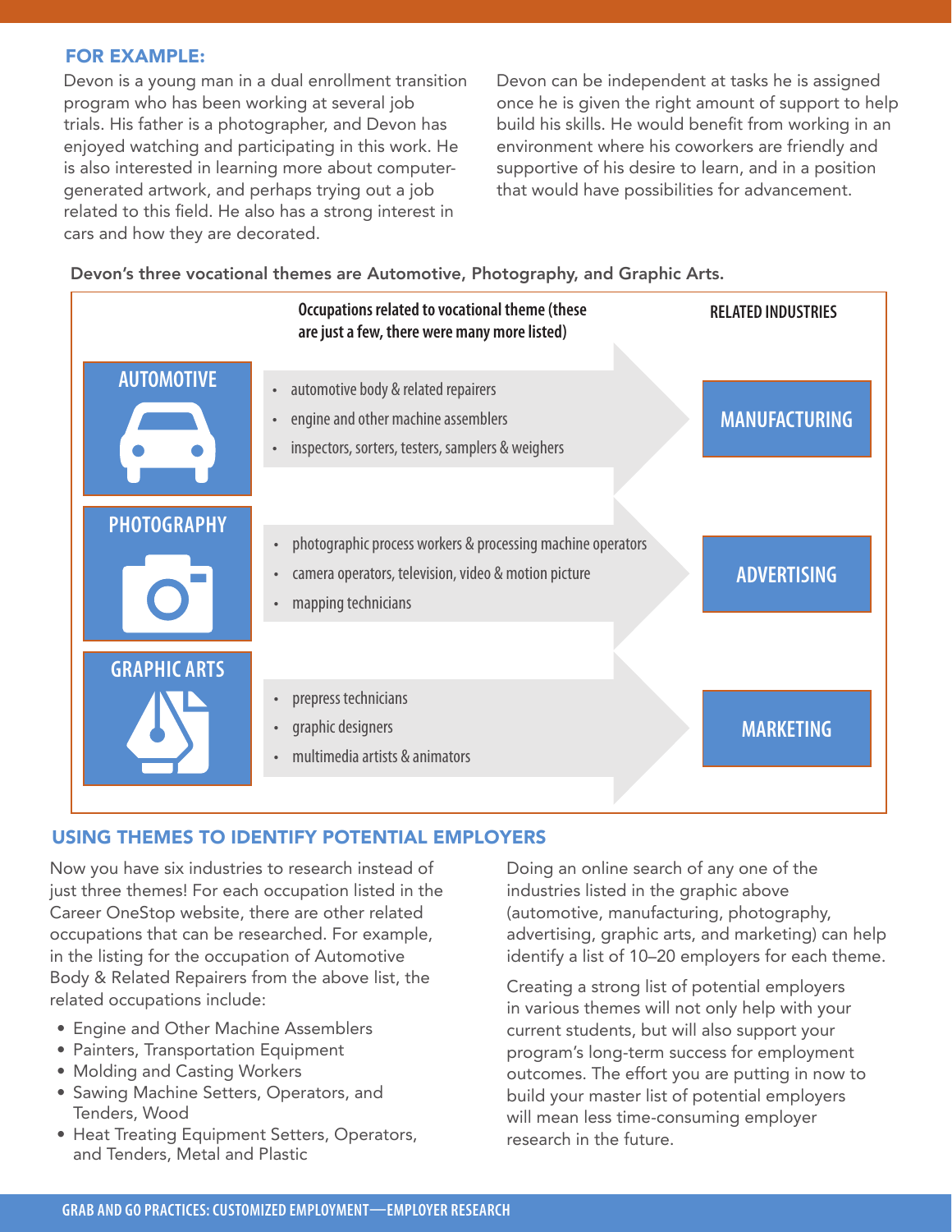### FOR EXAMPLE:

Devon is a young man in a dual enrollment transition program who has been working at several job trials. His father is a photographer, and Devon has enjoyed watching and participating in this work. He is also interested in learning more about computer-generated artwork, and perhaps trying out a job related to this field. He also has a strong interest in cars and how they are decorated.

Devon can be independent at tasks he is assigned once he is given the right amount of support to help build his skills. He would benefit from working in an environment where his coworkers are friendly and supportive of his desire to learn, and in a position that would have possibilities for advancement.

**Devon's three vocational themes are Automotive, Photography, and Graphic Arts.**

| | Occupations related to vocational theme (these are just a few, there were many more listed) | RELATED INDUSTRIES |
|---|---|---|
| AUTOMOTIVE | • automotive body & related repairers<br>• engine and other machine assemblers<br>• inspectors, sorters, testers, samplers & weighers | MANUFACTURING |
| PHOTOGRAPHY | • photographic process workers & processing machine operators<br>• camera operators, television, video & motion picture<br>• mapping technicians | ADVERTISING |
| GRAPHIC ARTS | • prepress technicians<br>• graphic designers<br>• multimedia artists & animators | MARKETING |

### USING THEMES TO IDENTIFY POTENTIAL EMPLOYERS

Now you have six industries to research instead of just three themes! For each occupation listed in the Career OneStop website, there are other related occupations that can be researched. For example, in the listing for the occupation of Automotive Body & Related Repairers from the above list, the related occupations include:

- Engine and Other Machine Assemblers
- Painters, Transportation Equipment
- Molding and Casting Workers
- Sawing Machine Setters, Operators, and Tenders, Wood
- Heat Treating Equipment Setters, Operators, and Tenders, Metal and Plastic

Doing an online search of any one of the industries listed in the graphic above (automotive, manufacturing, photography, advertising, graphic arts, and marketing) can help identify a list of 10–20 employers for each theme.

Creating a strong list of potential employers in various themes will not only help with your current students, but will also support your program's long-term success for employment outcomes. The effort you are putting in now to build your master list of potential employers will mean less time-consuming employer research in the future.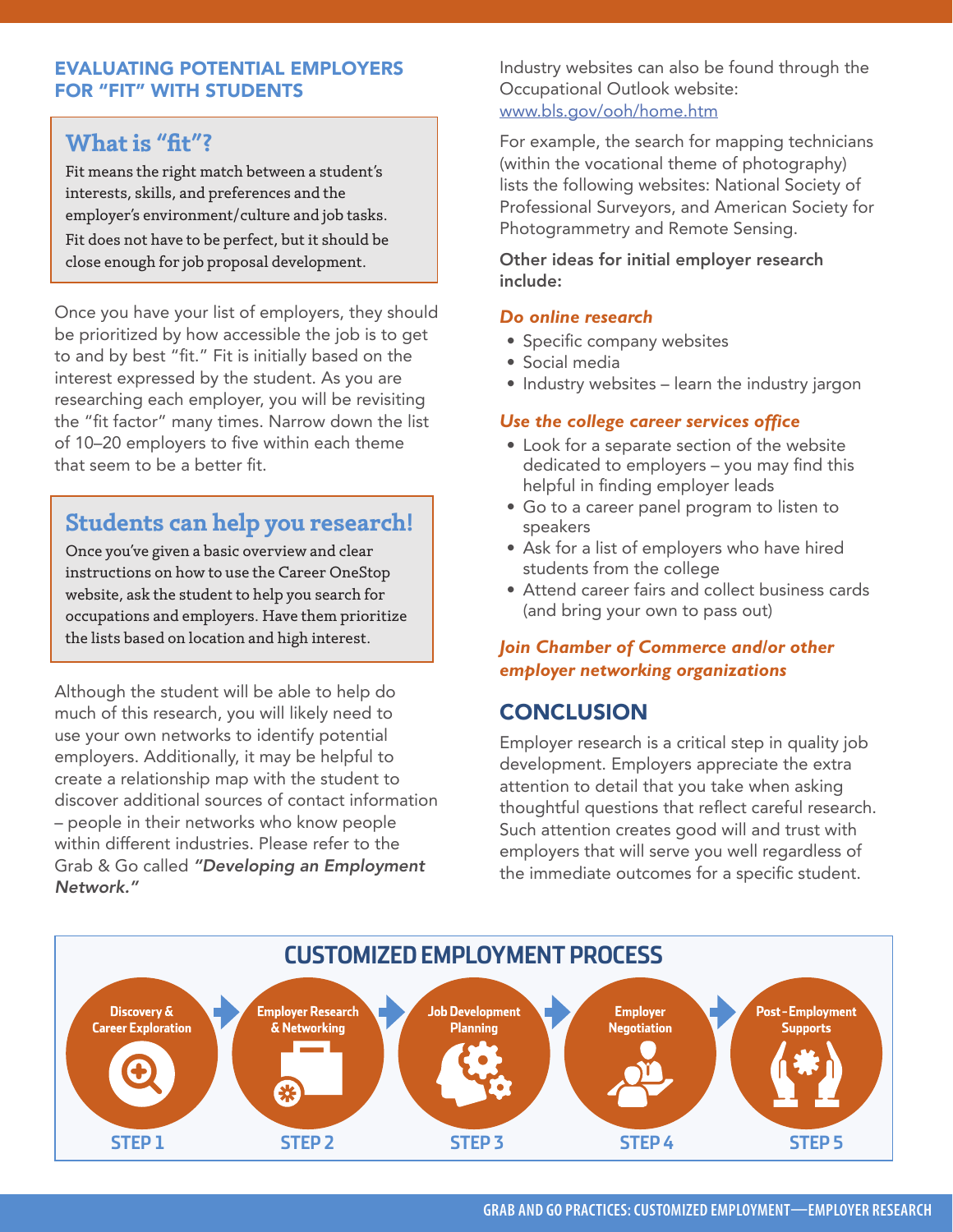## EVALUATING POTENTIAL EMPLOYERS FOR "FIT" WITH STUDENTS

### What is "fit"?

Fit means the right match between a student's interests, skills, and preferences and the employer's environment/culture and job tasks. Fit does not have to be perfect, but it should be close enough for job proposal development.

Once you have your list of employers, they should be prioritized by how accessible the job is to get to and by best "fit." Fit is initially based on the interest expressed by the student. As you are researching each employer, you will be revisiting the "fit factor" many times. Narrow down the list of 10–20 employers to five within each theme that seem to be a better fit.

### Students can help you research!

Once you've given a basic overview and clear instructions on how to use the Career OneStop website, ask the student to help you search for occupations and employers. Have them prioritize the lists based on location and high interest.

Although the student will be able to help do much of this research, you will likely need to use your own networks to identify potential employers. Additionally, it may be helpful to create a relationship map with the student to discover additional sources of contact information – people in their networks who know people within different industries. Please refer to the Grab & Go called ***"Developing an Employment Network."***

Industry websites can also be found through the Occupational Outlook website: www.bls.gov/ooh/home.htm

For example, the search for mapping technicians (within the vocational theme of photography) lists the following websites: National Society of Professional Surveyors, and American Society for Photogrammetry and Remote Sensing.

**Other ideas for initial employer research include:**

***Do online research***

- Specific company websites
- Social media
- Industry websites – learn the industry jargon

***Use the college career services office***

- Look for a separate section of the website dedicated to employers – you may find this helpful in finding employer leads
- Go to a career panel program to listen to speakers
- Ask for a list of employers who have hired students from the college
- Attend career fairs and collect business cards (and bring your own to pass out)

***Join Chamber of Commerce and/or other employer networking organizations***

## CONCLUSION

Employer research is a critical step in quality job development. Employers appreciate the extra attention to detail that you take when asking thoughtful questions that reflect careful research. Such attention creates good will and trust with employers that will serve you well regardless of the immediate outcomes for a specific student.

### CUSTOMIZED EMPLOYMENT PROCESS

- STEP 1: Discovery & Career Exploration
- STEP 2: Employer Research & Networking
- STEP 3: Job Development Planning
- STEP 4: Employer Negotiation
- STEP 5: Post-Employment Supports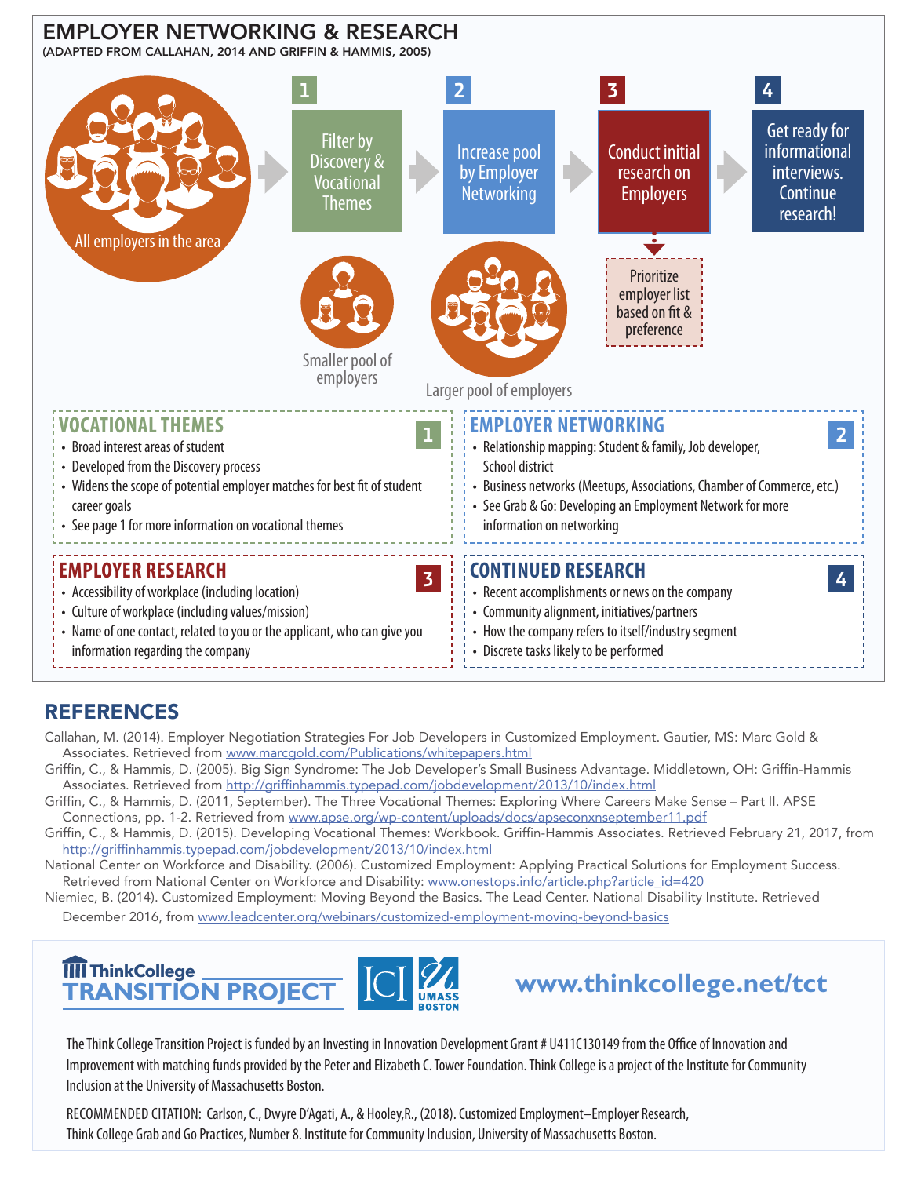# EMPLOYER NETWORKING & RESEARCH

(ADAPTED FROM CALLAHAN, 2014 AND GRIFFIN & HAMMIS, 2005)

All employers in the area

**1** Filter by Discovery & Vocational Themes

Smaller pool of employers

**2** Increase pool by Employer Networking

Larger pool of employers

**3** Conduct initial research on Employers

Prioritize employer list based on fit & preference

**4** Get ready for informational interviews. Continue research!

## VOCATIONAL THEMES (1)

- Broad interest areas of student
- Developed from the Discovery process
- Widens the scope of potential employer matches for best fit of student career goals
- See page 1 for more information on vocational themes

## EMPLOYER NETWORKING (2)

- Relationship mapping: Student & family, Job developer, School district
- Business networks (Meetups, Associations, Chamber of Commerce, etc.)
- See Grab & Go: Developing an Employment Network for more information on networking

## EMPLOYER RESEARCH (3)

- Accessibility of workplace (including location)
- Culture of workplace (including values/mission)
- Name of one contact, related to you or the applicant, who can give you information regarding the company

## CONTINUED RESEARCH (4)

- Recent accomplishments or news on the company
- Community alignment, initiatives/partners
- How the company refers to itself/industry segment
- Discrete tasks likely to be performed

## REFERENCES

Callahan, M. (2014). Employer Negotiation Strategies For Job Developers in Customized Employment. Gautier, MS: Marc Gold & Associates. Retrieved from www.marcgold.com/Publications/whitepapers.html

Griffin, C., & Hammis, D. (2005). Big Sign Syndrome: The Job Developer's Small Business Advantage. Middletown, OH: Griffin-Hammis Associates. Retrieved from http://griffinhammis.typepad.com/jobdevelopment/2013/10/index.html

Griffin, C., & Hammis, D. (2011, September). The Three Vocational Themes: Exploring Where Careers Make Sense – Part II. APSE Connections, pp. 1-2. Retrieved from www.apse.org/wp-content/uploads/docs/apseconxnseptember11.pdf

Griffin, C., & Hammis, D. (2015). Developing Vocational Themes: Workbook. Griffin-Hammis Associates. Retrieved February 21, 2017, from http://griffinhammis.typepad.com/jobdevelopment/2013/10/index.html

National Center on Workforce and Disability. (2006). Customized Employment: Applying Practical Solutions for Employment Success. Retrieved from National Center on Workforce and Disability: www.onestops.info/article.php?article_id=420

Niemiec, B. (2014). Customized Employment: Moving Beyond the Basics. The Lead Center. National Disability Institute. Retrieved December 2016, from www.leadcenter.org/webinars/customized-employment-moving-beyond-basics

ThinkCollege TRANSITION PROJECT — ICI — UMASS BOSTON

www.thinkcollege.net/tct

The Think College Transition Project is funded by an Investing in Innovation Development Grant # U411C130149 from the Office of Innovation and Improvement with matching funds provided by the Peter and Elizabeth C. Tower Foundation. Think College is a project of the Institute for Community Inclusion at the University of Massachusetts Boston.

RECOMMENDED CITATION: Carlson, C., Dwyre D'Agati, A., & Hooley,R., (2018). Customized Employment–Employer Research, Think College Grab and Go Practices, Number 8. Institute for Community Inclusion, University of Massachusetts Boston.